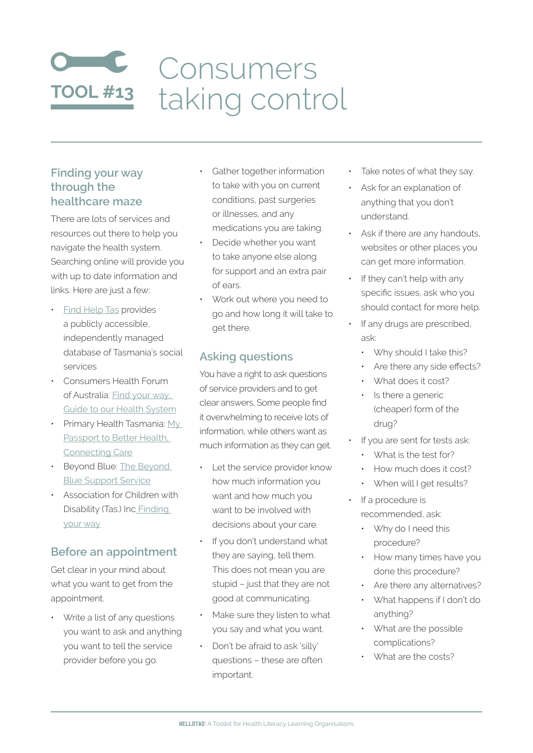# TOOL #13 Consumers taking control

## Finding your way through the healthcare maze

There are lots of services and resources out there to help you navigate the health system. Searching online will provide you with up to date information and links. Here are just a few:

- Find Help Tas provides a publicly accessible, independently managed database of Tasmania's social services
- Consumers Health Forum of Australia: Find your way, Guide to our Health System
- Primary Health Tasmania: My Passport to Better Health, Connecting Care
- Beyond Blue: The Beyond Blue Support Service
- Association for Children with Disability (Tas.) Inc Finding your way

## Before an appointment

Get clear in your mind about what you want to get from the appointment.

- Write a list of any questions you want to ask and anything you want to tell the service provider before you go.
- Gather together information to take with you on current conditions, past surgeries or illnesses, and any medications you are taking.
- Decide whether you want to take anyone else along for support and an extra pair of ears.
- Work out where you need to go and how long it will take to get there.

## Asking questions

You have a right to ask questions of service providers and to get clear answers. Some people find it overwhelming to receive lots of information, while others want as much information as they can get.

- Let the service provider know how much information you want and how much you want to be involved with decisions about your care.
- If you don't understand what they are saying, tell them. This does not mean you are stupid – just that they are not good at communicating.
- Make sure they listen to what you say and what you want.
- Don't be afraid to ask 'silly' questions – these are often important.
- Take notes of what they say.
- Ask for an explanation of anything that you don't understand.
- Ask if there are any handouts, websites or other places you can get more information.
- If they can't help with any specific issues, ask who you should contact for more help.
- If any drugs are prescribed, ask:
  - Why should I take this?
  - Are there any side effects?
  - What does it cost?
  - Is there a generic (cheaper) form of the drug?
- If you are sent for tests ask:
  - What is the test for?
  - How much does it cost?
  - When will I get results?
- If a procedure is recommended, ask:
  - Why do I need this procedure?
  - How many times have you done this procedure?
  - Are there any alternatives?
  - What happens if I don't do anything?
  - What are the possible complications?
  - What are the costs?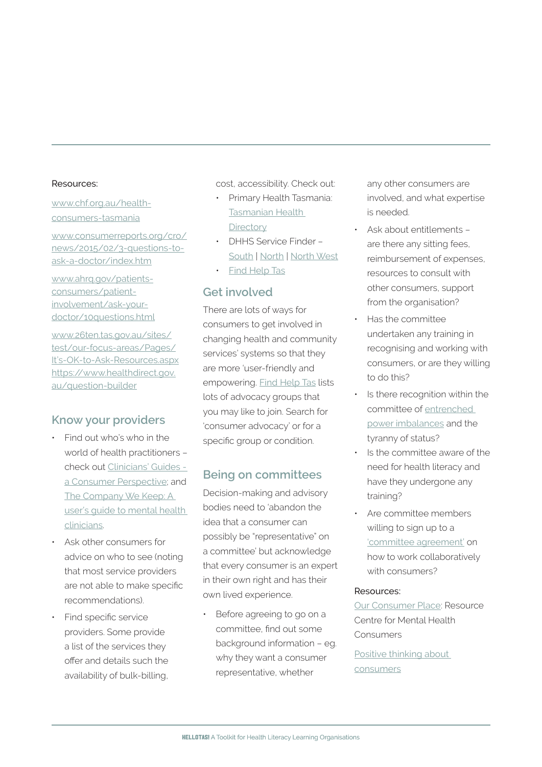Resources:

www.chf.org.au/health-consumers-tasmania

www.consumerreports.org/cro/news/2015/02/3-questions-to-ask-a-doctor/index.htm

www.ahrq.gov/patients-consumers/patient-involvement/ask-your-doctor/10questions.html

www.26ten.tas.gov.au/sites/test/our-focus-areas/Pages/It's-OK-to-Ask-Resources.aspx
https://www.healthdirect.gov.au/question-builder

## Know your providers

- Find out who's who in the world of health practitioners – check out Clinicians' Guides - a Consumer Perspective; and The Company We Keep: A user's guide to mental health clinicians.
- Ask other consumers for advice on who to see (noting that most service providers are not able to make specific recommendations).
- Find specific service providers. Some provide a list of the services they offer and details such the availability of bulk-billing, cost, accessibility. Check out:
  - Primary Health Tasmania: Tasmanian Health Directory
  - DHHS Service Finder – South | North | North West
  - Find Help Tas

## Get involved

There are lots of ways for consumers to get involved in changing health and community services' systems so that they are more 'user-friendly and empowering. Find Help Tas lists lots of advocacy groups that you may like to join. Search for 'consumer advocacy' or for a specific group or condition.

## Being on committees

Decision-making and advisory bodies need to 'abandon the idea that a consumer can possibly be "representative" on a committee' but acknowledge that every consumer is an expert in their own right and has their own lived experience.

- Before agreeing to go on a committee, find out some background information – eg. why they want a consumer representative, whether any other consumers are involved, and what expertise is needed.
- Ask about entitlements – are there any sitting fees, reimbursement of expenses, resources to consult with other consumers, support from the organisation?
- Has the committee undertaken any training in recognising and working with consumers, or are they willing to do this?
- Is there recognition within the committee of entrenched power imbalances and the tyranny of status?
- Is the committee aware of the need for health literacy and have they undergone any training?
- Are committee members willing to sign up to a 'committee agreement' on how to work collaboratively with consumers?

Resources:

Our Consumer Place: Resource Centre for Mental Health Consumers

Positive thinking about consumers